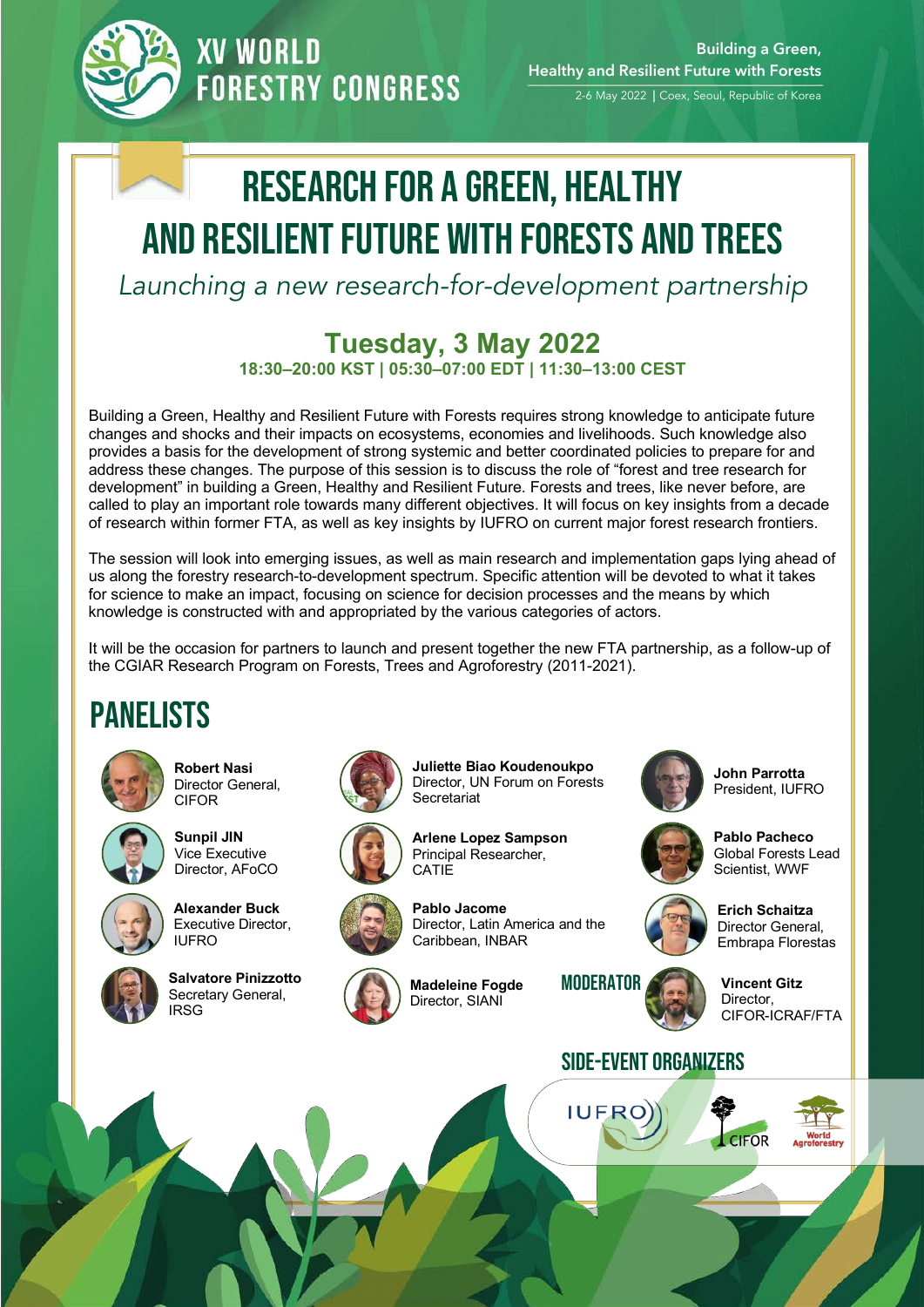# XV WORLD FORESTRY CONGRESS

**Building a Green, Healthy and Resilient Future with Forests**

2-6 May 2022 | Coex, Seoul, Republic of Korea

# RESEARCH FOR A GREEN, HEALTHY AND RESILIENT FUTURE WITH FORESTS AND TREES

*Launching a new research-for-development partnership*

## Tuesday, 3 May 2022

**18:30–20:00 KST | 05:30–07:00 EDT | 11:30–13:00 CEST**

Building a Green, Healthy and Resilient Future with Forests requires strong knowledge to anticipate future changes and shocks and their impacts on ecosystems, economies and livelihoods. Such knowledge also provides a basis for the development of strong systemic and better coordinated policies to prepare for and address these changes. The purpose of this session is to discuss the role of "forest and tree research for development" in building a Green, Healthy and Resilient Future. Forests and trees, like never before, are called to play an important role towards many different objectives. It will focus on key insights from a decade of research within former FTA, as well as key insights by IUFRO on current major forest research frontiers.

The session will look into emerging issues, as well as main research and implementation gaps lying ahead of us along the forestry research-to-development spectrum. Specific attention will be devoted to what it takes for science to make an impact, focusing on science for decision processes and the means by which knowledge is constructed with and appropriated by the various categories of actors.

It will be the occasion for partners to launch and present together the new FTA partnership, as a follow-up of the CGIAR Research Program on Forests, Trees and Agroforestry (2011-2021).

## PANELISTS

- **Robert Nasi**
  Director General, CIFOR
- **Sunpil JIN**
  Vice Executive Director, AFoCO
- **Alexander Buck**
  Executive Director, IUFRO
- **Salvatore Pinizzotto**
  Secretary General, IRSG
- **Juliette Biao Koudenoukpo**
  Director, UN Forum on Forests Secretariat
- **Arlene Lopez Sampson**
  Principal Researcher, CATIE
- **Pablo Jacome**
  Director, Latin America and the Caribbean, INBAR
- **Madeleine Fogde**
  Director, SIANI
- **John Parrotta**
  President, IUFRO
- **Pablo Pacheco**
  Global Forests Lead Scientist, WWF
- **Erich Schaitza**
  Director General, Embrapa Florestas

## MODERATOR

- **Vincent Gitz**
  Director, CIFOR-ICRAF/FTA

## SIDE-EVENT ORGANIZERS

IUFRO, CIFOR, World Agroforestry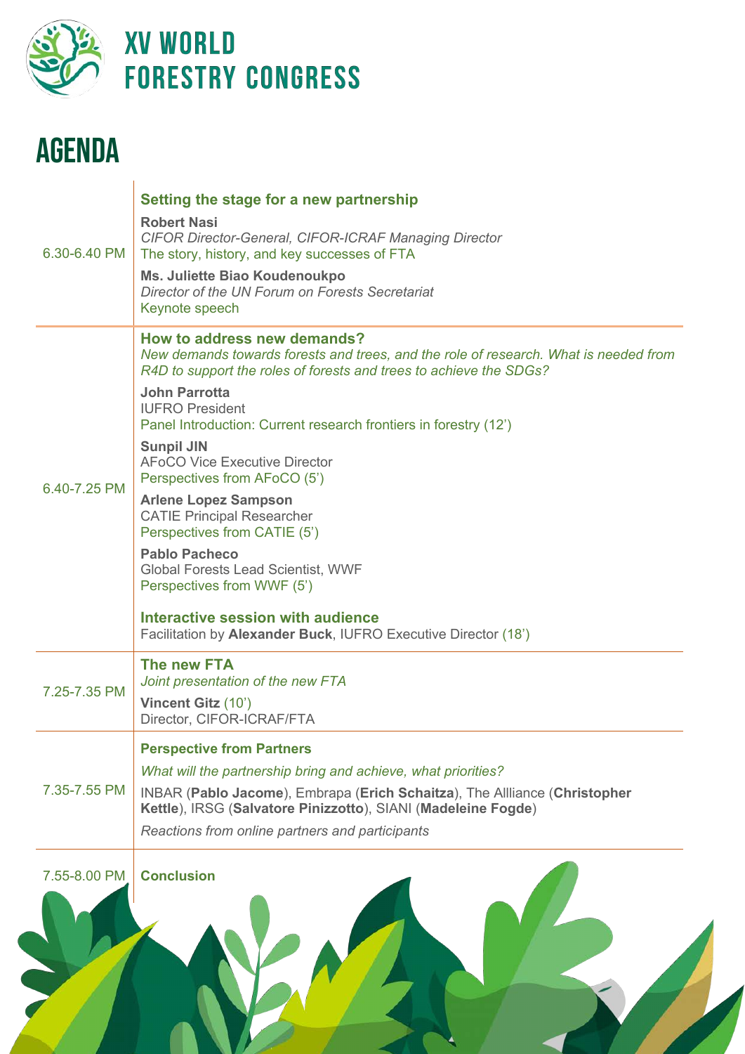# XV WORLD FORESTRY CONGRESS

## AGENDA

| | |
|---|---|
| 6.30-6.40 PM | **Setting the stage for a new partnership**<br><br>**Robert Nasi**<br>*CIFOR Director-General, CIFOR-ICRAF Managing Director*<br>The story, history, and key successes of FTA<br><br>**Ms. Juliette Biao Koudenoukpo**<br>*Director of the UN Forum on Forests Secretariat*<br>Keynote speech |
| 6.40-7.25 PM | **How to address new demands?**<br>*New demands towards forests and trees, and the role of research. What is needed from R4D to support the roles of forests and trees to achieve the SDGs?*<br><br>**John Parrotta**<br>IUFRO President<br>Panel Introduction: Current research frontiers in forestry (12')<br><br>**Sunpil JIN**<br>AFoCO Vice Executive Director<br>Perspectives from AFoCO (5')<br><br>**Arlene Lopez Sampson**<br>CATIE Principal Researcher<br>Perspectives from CATIE (5')<br><br>**Pablo Pacheco**<br>Global Forests Lead Scientist, WWF<br>Perspectives from WWF (5')<br><br>**Interactive session with audience**<br>Facilitation by **Alexander Buck**, IUFRO Executive Director (18') |
| 7.25-7.35 PM | **The new FTA**<br>*Joint presentation of the new FTA*<br><br>**Vincent Gitz** (10')<br>Director, CIFOR-ICRAF/FTA |
| 7.35-7.55 PM | **Perspective from Partners**<br><br>*What will the partnership bring and achieve, what priorities?*<br><br>INBAR (**Pablo Jacome**), Embrapa (**Erich Schaitza**), The Allliance (**Christopher Kettle**), IRSG (**Salvatore Pinizzotto**), SIANI (**Madeleine Fogde**)<br><br>*Reactions from online partners and participants* |
| 7.55-8.00 PM | **Conclusion** |